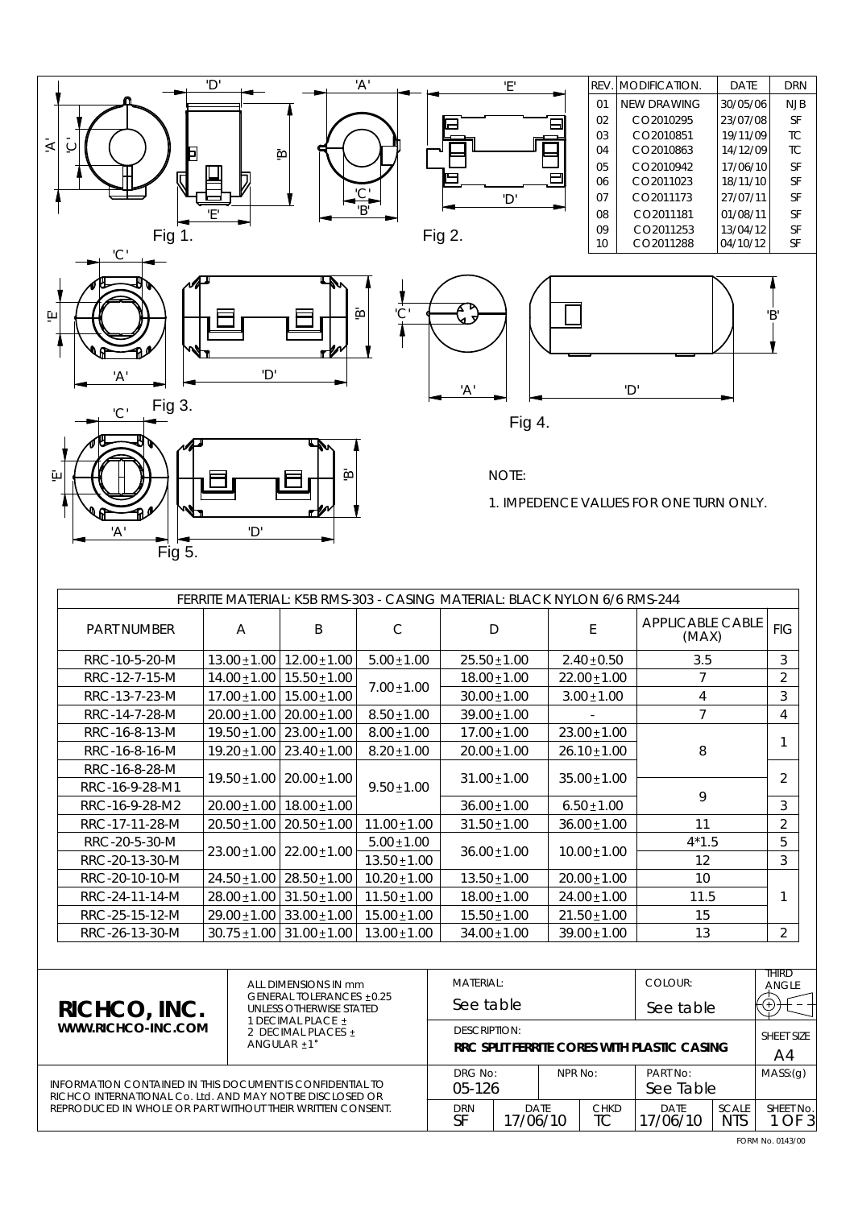| REV. | MODIFICATION. | DATE | DRN |
|---|---|---|---|
| 01 | NEW DRAWING | 30/05/06 | NJB |
| 02 | CO2010295 | 23/07/08 | SF |
| 03 | CO2010851 | 19/11/09 | TC |
| 04 | CO2010863 | 14/12/09 | TC |
| 05 | CO2010942 | 17/06/10 | SF |
| 06 | CO2011023 | 18/11/10 | SF |
| 07 | CO2011173 | 27/07/11 | SF |
| 08 | CO2011181 | 01/08/11 | SF |
| 09 | CO2011253 | 13/04/12 | SF |
| 10 | CO2011288 | 04/10/12 | SF |

Fig 1.

Fig 2.

Fig 3.

Fig 4.

Fig 5.

NOTE:

1. IMPEDENCE VALUES FOR ONE TURN ONLY.

FERRITE MATERIAL: K5B RMS-303 - CASING MATERIAL: BLACK NYLON 6/6 RMS-244

| PART NUMBER | A | B | C | D | E | APPLICABLE CABLE (MAX) | FIG |
|---|---|---|---|---|---|---|---|
| RRC-10-5-20-M | 13.00±1.00 | 12.00±1.00 | 5.00±1.00 | 25.50±1.00 | 2.40±0.50 | 3.5 | 3 |
| RRC-12-7-15-M | 14.00±1.00 | 15.50±1.00 | 7.00±1.00 | 18.00±1.00 | 22.00±1.00 | 7 | 2 |
| RRC-13-7-23-M | 17.00±1.00 | 15.00±1.00 | 7.00±1.00 | 30.00±1.00 | 3.00±1.00 | 4 | 3 |
| RRC-14-7-28-M | 20.00±1.00 | 20.00±1.00 | 8.50±1.00 | 39.00±1.00 | - | 7 | 4 |
| RRC-16-8-13-M | 19.50±1.00 | 23.00±1.00 | 8.00±1.00 | 17.00±1.00 | 23.00±1.00 | 8 | 1 |
| RRC-16-8-16-M | 19.20±1.00 | 23.40±1.00 | 8.20±1.00 | 20.00±1.00 | 26.10±1.00 | 8 | 1 |
| RRC-16-8-28-M | 19.50±1.00 | 20.00±1.00 | 9.50±1.00 | 31.00±1.00 | 35.00±1.00 | 8 | 2 |
| RRC-16-9-28-M1 | 19.50±1.00 | 20.00±1.00 | 9.50±1.00 | 31.00±1.00 | 35.00±1.00 | 9 | 2 |
| RRC-16-9-28-M2 | 20.00±1.00 | 18.00±1.00 | 9.50±1.00 | 36.00±1.00 | 6.50±1.00 | 9 | 3 |
| RRC-17-11-28-M | 20.50±1.00 | 20.50±1.00 | 11.00±1.00 | 31.50±1.00 | 36.00±1.00 | 11 | 2 |
| RRC-20-5-30-M | 23.00±1.00 | 22.00±1.00 | 5.00±1.00 | 36.00±1.00 | 10.00±1.00 | 4*1.5 | 5 |
| RRC-20-13-30-M | 23.00±1.00 | 22.00±1.00 | 13.50±1.00 | 36.00±1.00 | 10.00±1.00 | 12 | 3 |
| RRC-20-10-10-M | 24.50±1.00 | 28.50±1.00 | 10.20±1.00 | 13.50±1.00 | 20.00±1.00 | 10 | 1 |
| RRC-24-11-14-M | 28.00±1.00 | 31.50±1.00 | 11.50±1.00 | 18.00±1.00 | 24.00±1.00 | 11.5 | 1 |
| RRC-25-15-12-M | 29.00±1.00 | 33.00±1.00 | 15.00±1.00 | 15.50±1.00 | 21.50±1.00 | 15 | 1 |
| RRC-26-13-30-M | 30.75±1.00 | 31.00±1.00 | 13.00±1.00 | 34.00±1.00 | 39.00±1.00 | 13 | 2 |

**RICHCO, INC.**
**WWW.RICHCO-INC.COM**

ALL DIMENSIONS IN mm
GENERAL TOLERANCES ±0.25 UNLESS OTHERWISE STATED
1 DECIMAL PLACE ±
2 DECIMAL PLACES ±
ANGULAR ±1°

INFORMATION CONTAINED IN THIS DOCUMENT IS CONFIDENTIAL TO RICHCO INTERNATIONAL Co. Ltd. AND MAY NOT BE DISCLOSED OR REPRODUCED IN WHOLE OR PART WITHOUT THEIR WRITTEN CONSENT.

| MATERIAL: | COLOUR: | THIRD ANGLE |
|---|---|---|
| See table | See table | |

DESCRIPTION: **RRC SPLIT FERRITE CORES WITH PLASTIC CASING** — SHEET SIZE: A4

| DRG No: | NPR No: | PART No: | MASS:(g) |
|---|---|---|---|
| 05-126 | | See Table | |

| DRN | DATE | CHKD | DATE | SCALE | SHEET No. |
|---|---|---|---|---|---|
| SF | 17/06/10 | TC | 17/06/10 | NTS | 1 OF 3 |

FORM No. 0143/00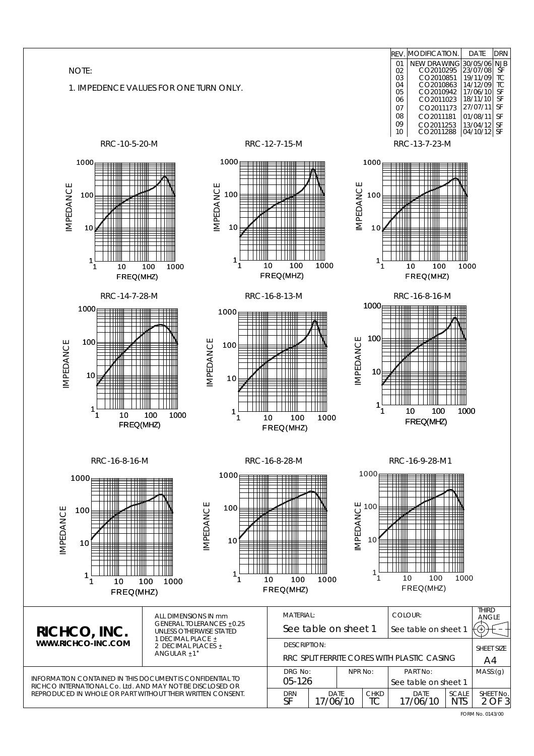NOTE:

1. IMPEDENCE VALUES FOR ONE TURN ONLY.

| REV. | MODIFICATION. | DATE | DRN |
|---|---|---|---|
| 01 | NEW DRAWING | 30/05/06 | NJB |
| 02 | CO2010295 | 23/07/08 | SF |
| 03 | CO2010851 | 19/11/09 | TC |
| 04 | CO2010863 | 14/12/09 | TC |
| 05 | CO2010942 | 17/06/10 | SF |
| 06 | CO2011023 | 18/11/10 | SF |
| 07 | CO2011173 | 27/07/11 | SF |
| 08 | CO2011181 | 01/08/11 | SF |
| 09 | CO2011253 | 13/04/12 | SF |
| 10 | CO2011288 | 04/10/12 | SF |

RRC-10-5-20-M

IMPEDANCE 1 10 100 1000

FREQ(MHZ) 1 10 100 1000

RRC-12-7-15-M

IMPEDANCE 1 10 100 1000

FREQ(MHZ) 1 10 100 1000

RRC-13-7-23-M

IMPEDANCE 1 10 100 1000

FREQ(MHZ) 1 10 100 1000

RRC-14-7-28-M

IMPEDANCE 1 10 100 1000

FREQ(MHZ) 1 10 100 1000

RRC-16-8-13-M

IMPEDANCE 1 10 100 1000

FREQ(MHZ) 1 10 100 1000

RRC-16-8-16-M

IMPEDANCE 1 10 100 1000

FREQ(MHZ) 1 10 100 1000

RRC-16-8-16-M

IMPEDANCE 1 10 100 1000

FREQ(MHZ) 1 10 100 1000

RRC-16-8-28-M

IMPEDANCE 1 10 100 1000

FREQ(MHZ) 1 10 100 1000

RRC-16-9-28-M1

IMPEDANCE 1 10 100 1000

FREQ(MHZ) 1 10 100 1000

**RICHCO, INC.**
**WWW.RICHCO-INC.COM**

ALL DIMENSIONS IN mm
GENERAL TOLERANCES ±0.25
UNLESS OTHERWISE STATED
1 DECIMAL PLACE ±
2 DECIMAL PLACES ±
ANGULAR ±1°

MATERIAL: See table on sheet 1

COLOUR: See table on sheet 1

THIRD ANGLE

DESCRIPTION: RRC SPLIT FERRITE CORES WITH PLASTIC CASING

SHEET SIZE: A4

INFORMATION CONTAINED IN THIS DOCUMENT IS CONFIDENTIAL TO RICHCO INTERNATIONAL Co. Ltd. AND MAY NOT BE DISCLOSED OR REPRODUCED IN WHOLE OR PART WITHOUT THEIR WRITTEN CONSENT.

| DRG No: | NPR No: | PART No: | MASS:(g) |
|---|---|---|---|
| 05-126 | | See table on sheet 1 | |

| DRN | DATE | CHKD | DATE | SCALE | SHEET No. |
|---|---|---|---|---|---|
| SF | 17/06/10 | TC | 17/06/10 | NTS | 2 OF 3 |

FORM No. 0143/00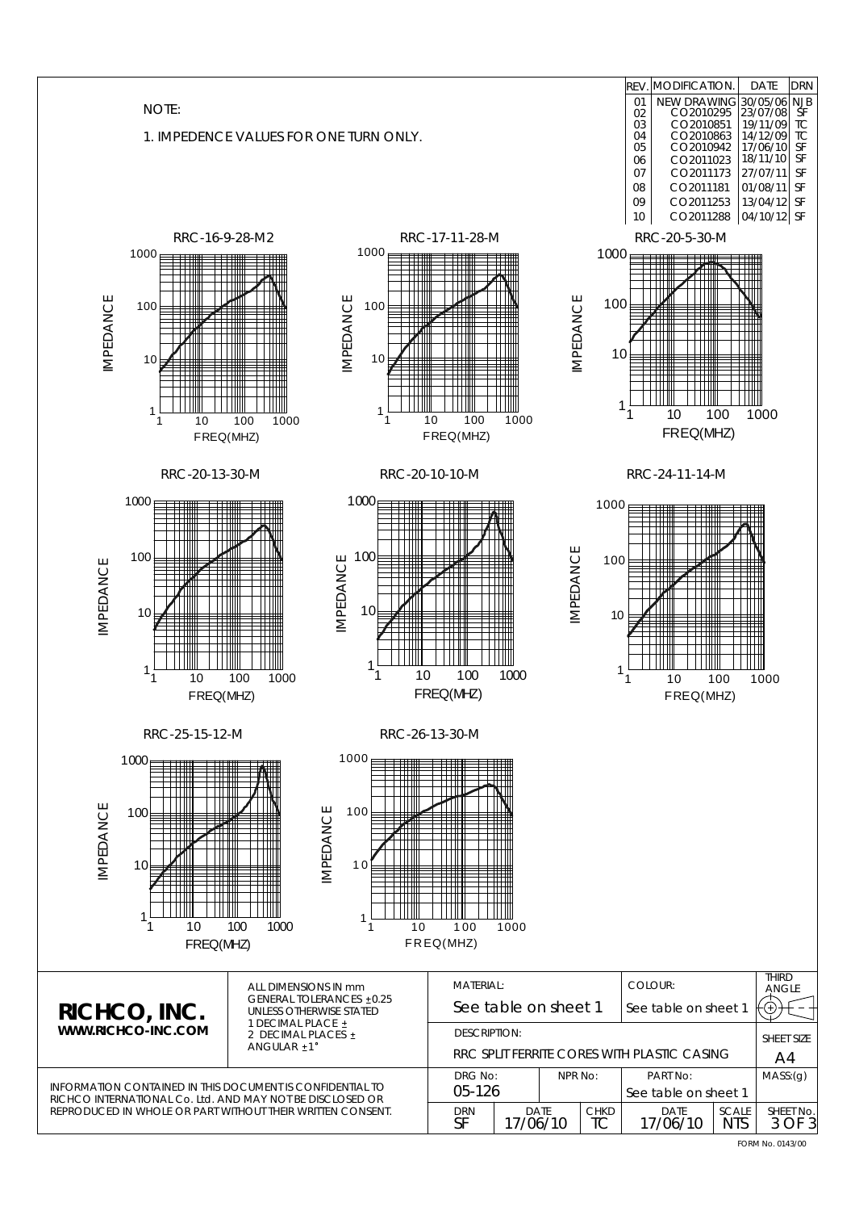NOTE:

1. IMPEDENCE VALUES FOR ONE TURN ONLY.

| REV. | MODIFICATION. | DATE | DRN |
|---|---|---|---|
| 01 | NEW DRAWING | 30/05/06 | NJB |
| 02 | CO2010295 | 23/07/08 | SF |
| 03 | CO2010851 | 19/11/09 | TC |
| 04 | CO2010863 | 14/12/09 | TC |
| 05 | CO2010942 | 17/06/10 | SF |
| 06 | CO2011023 | 18/11/10 | SF |
| 07 | CO2011173 | 27/07/11 | SF |
| 08 | CO2011181 | 01/08/11 | SF |
| 09 | CO2011253 | 13/04/12 | SF |
| 10 | CO2011288 | 04/10/12 | SF |

RRC-16-9-28-M2

IMPEDANCE 1 10 100 1000

FREQ(MHZ) 1 10 100 1000

RRC-17-11-28-M

IMPEDANCE 1 10 100 1000

FREQ(MHZ) 1 10 100 1000

RRC-20-5-30-M

IMPEDANCE 1 10 100 1000

FREQ(MHZ) 1 10 100 1000

RRC-20-13-30-M

IMPEDANCE 1 10 100 1000

FREQ(MHZ) 1 10 100 1000

RRC-20-10-10-M

IMPEDANCE 1 10 100 1000

FREQ(MHZ) 1 10 100 1000

RRC-24-11-14-M

IMPEDANCE 1 10 100 1000

FREQ(MHZ) 1 10 100 1000

RRC-25-15-12-M

IMPEDANCE 1 10 100 1000

FREQ(MHZ) 1 10 100 1000

RRC-26-13-30-M

IMPEDANCE 1 10 100 1000

FREQ(MHZ) 1 10 100 1000

**RICHCO, INC.**
**WWW.RICHCO-INC.COM**

ALL DIMENSIONS IN mm
GENERAL TOLERANCES ±0.25
UNLESS OTHERWISE STATED
1 DECIMAL PLACE ±
2 DECIMAL PLACES ±
ANGULAR ±1°

INFORMATION CONTAINED IN THIS DOCUMENT IS CONFIDENTIAL TO RICHCO INTERNATIONAL Co. Ltd. AND MAY NOT BE DISCLOSED OR REPRODUCED IN WHOLE OR PART WITHOUT THEIR WRITTEN CONSENT.

| | | | | | | |
|---|---|---|---|---|---|---|
| MATERIAL: See table on sheet 1 | | | COLOUR: See table on sheet 1 | | | THIRD ANGLE |
| DESCRIPTION: RRC SPLIT FERRITE CORES WITH PLASTIC CASING | | | | | | SHEET SIZE A4 |
| DRG No: 05-126 | | NPR No: | PART No: See table on sheet 1 | | | MASS:(g) |
| DRN SF | DATE 17/06/10 | CHKD TC | DATE 17/06/10 | SCALE NTS | | SHEET No. 3 OF 3 |

FORM No. 0143/00